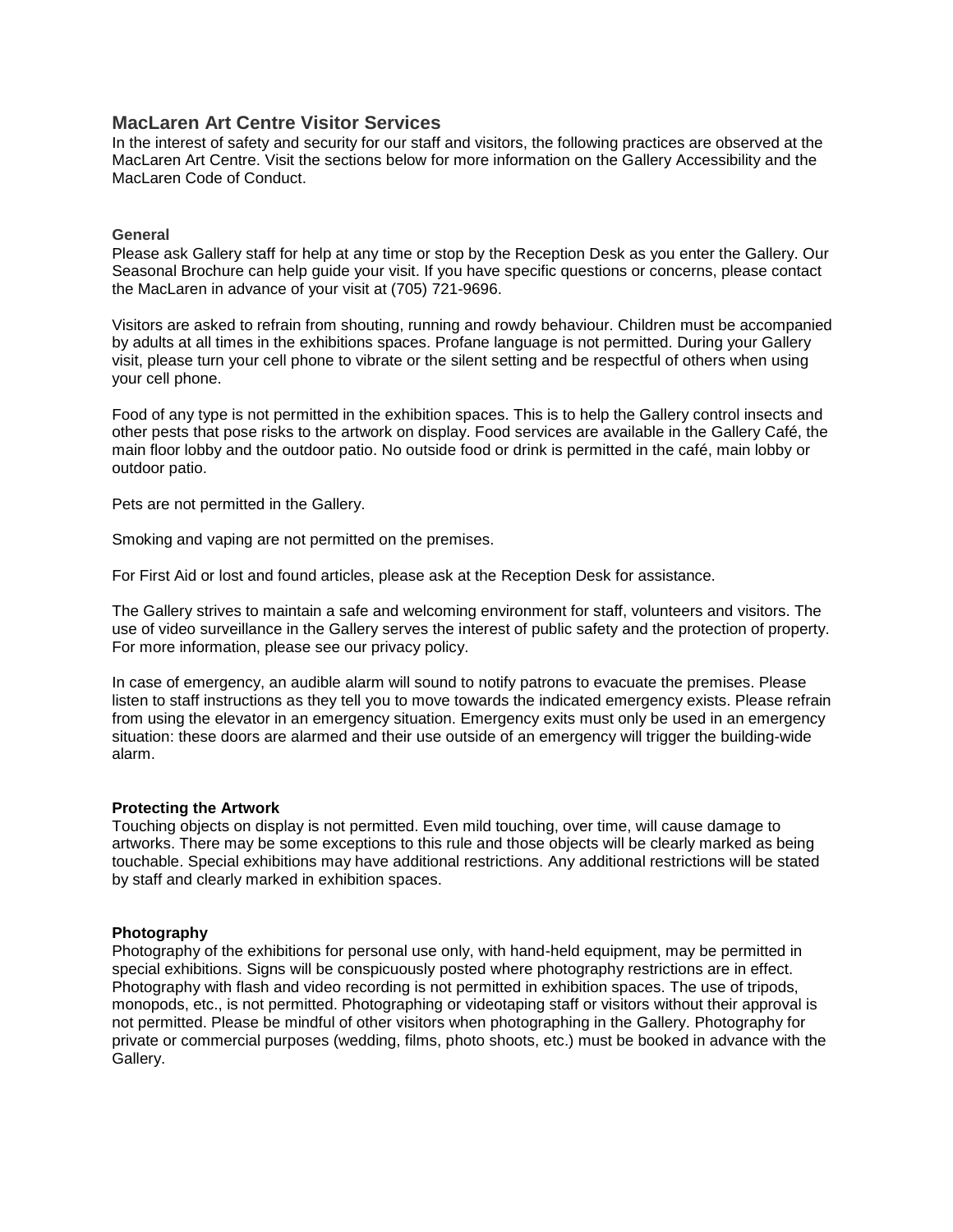## MacLaren Art Centre Visitor Services

In the interest of safety and security for our staff and visitors, the following practices are observed at the MacLaren Art Centre. Visit the sections below for more information on the Gallery Accessibility and the MacLaren Code of Conduct.

### General

Please ask Gallery staff for help at any time or stop by the Reception Desk as you enter the Gallery. Our Seasonal Brochure can help guide your visit. If you have specific questions or concerns, please contact the MacLaren in advance of your visit at (705) 721-9696.

Visitors are asked to refrain from shouting, running and rowdy behaviour. Children must be accompanied by adults at all times in the exhibitions spaces. Profane language is not permitted. During your Gallery visit, please turn your cell phone to vibrate or the silent setting and be respectful of others when using your cell phone.

Food of any type is not permitted in the exhibition spaces. This is to help the Gallery control insects and other pests that pose risks to the artwork on display. Food services are available in the Gallery Café, the main floor lobby and the outdoor patio. No outside food or drink is permitted in the café, main lobby or outdoor patio.

Pets are not permitted in the Gallery.

Smoking and vaping are not permitted on the premises.

For First Aid or lost and found articles, please ask at the Reception Desk for assistance.

The Gallery strives to maintain a safe and welcoming environment for staff, volunteers and visitors. The use of video surveillance in the Gallery serves the interest of public safety and the protection of property. For more information, please see our privacy policy.

In case of emergency, an audible alarm will sound to notify patrons to evacuate the premises. Please listen to staff instructions as they tell you to move towards the indicated emergency exists. Please refrain from using the elevator in an emergency situation. Emergency exits must only be used in an emergency situation: these doors are alarmed and their use outside of an emergency will trigger the building-wide alarm.

### Protecting the Artwork

Touching objects on display is not permitted. Even mild touching, over time, will cause damage to artworks. There may be some exceptions to this rule and those objects will be clearly marked as being touchable. Special exhibitions may have additional restrictions. Any additional restrictions will be stated by staff and clearly marked in exhibition spaces.

### Photography

Photography of the exhibitions for personal use only, with hand-held equipment, may be permitted in special exhibitions. Signs will be conspicuously posted where photography restrictions are in effect. Photography with flash and video recording is not permitted in exhibition spaces. The use of tripods, monopods, etc., is not permitted. Photographing or videotaping staff or visitors without their approval is not permitted. Please be mindful of other visitors when photographing in the Gallery. Photography for private or commercial purposes (wedding, films, photo shoots, etc.) must be booked in advance with the Gallery.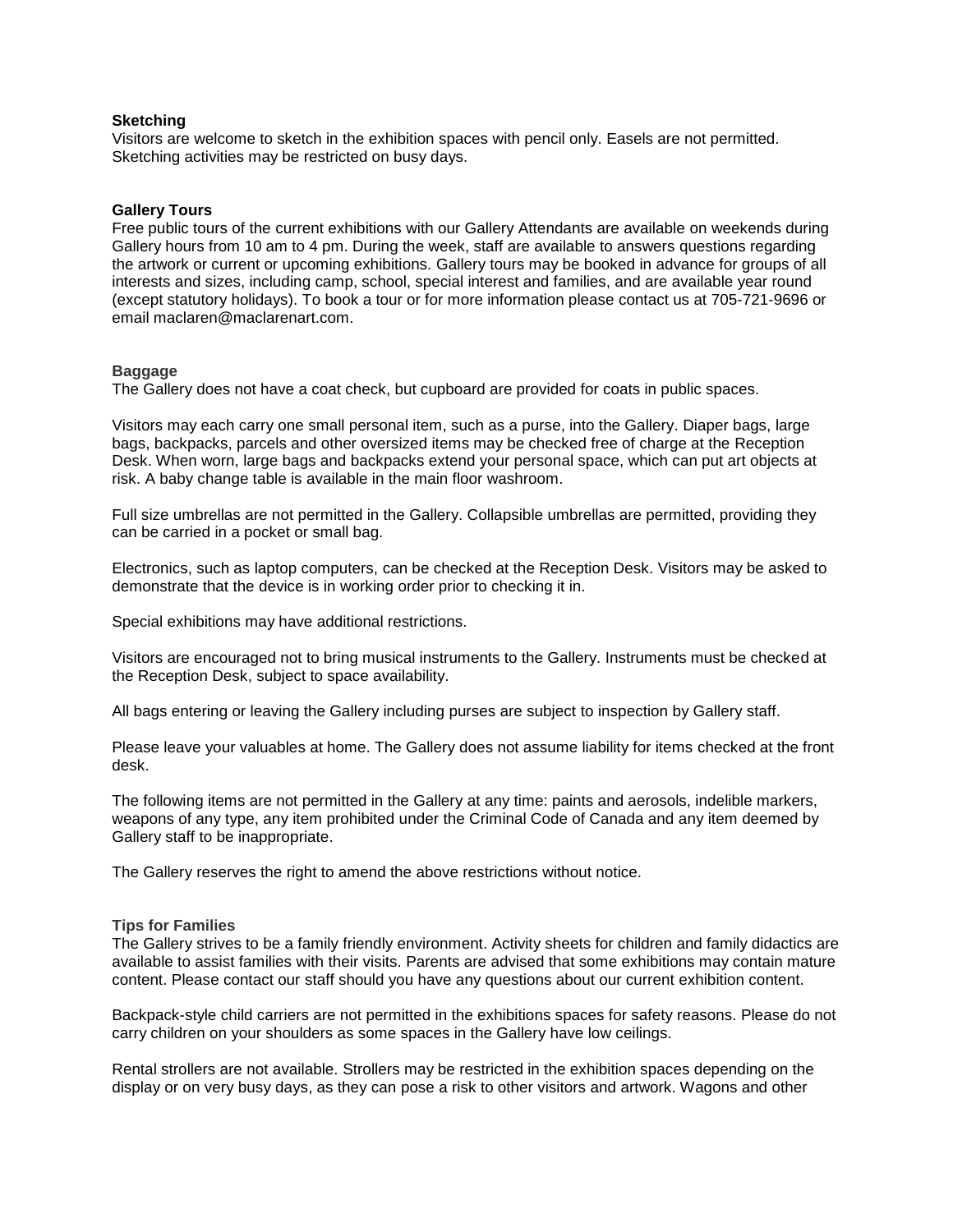**Sketching**
Visitors are welcome to sketch in the exhibition spaces with pencil only. Easels are not permitted. Sketching activities may be restricted on busy days.

**Gallery Tours**
Free public tours of the current exhibitions with our Gallery Attendants are available on weekends during Gallery hours from 10 am to 4 pm. During the week, staff are available to answers questions regarding the artwork or current or upcoming exhibitions. Gallery tours may be booked in advance for groups of all interests and sizes, including camp, school, special interest and families, and are available year round (except statutory holidays). To book a tour or for more information please contact us at 705-721-9696 or email maclaren@maclarenart.com.

**Baggage**
The Gallery does not have a coat check, but cupboard are provided for coats in public spaces.

Visitors may each carry one small personal item, such as a purse, into the Gallery. Diaper bags, large bags, backpacks, parcels and other oversized items may be checked free of charge at the Reception Desk. When worn, large bags and backpacks extend your personal space, which can put art objects at risk. A baby change table is available in the main floor washroom.

Full size umbrellas are not permitted in the Gallery. Collapsible umbrellas are permitted, providing they can be carried in a pocket or small bag.

Electronics, such as laptop computers, can be checked at the Reception Desk. Visitors may be asked to demonstrate that the device is in working order prior to checking it in.

Special exhibitions may have additional restrictions.

Visitors are encouraged not to bring musical instruments to the Gallery. Instruments must be checked at the Reception Desk, subject to space availability.

All bags entering or leaving the Gallery including purses are subject to inspection by Gallery staff.

Please leave your valuables at home. The Gallery does not assume liability for items checked at the front desk.

The following items are not permitted in the Gallery at any time: paints and aerosols, indelible markers, weapons of any type, any item prohibited under the Criminal Code of Canada and any item deemed by Gallery staff to be inappropriate.

The Gallery reserves the right to amend the above restrictions without notice.

**Tips for Families**
The Gallery strives to be a family friendly environment. Activity sheets for children and family didactics are available to assist families with their visits. Parents are advised that some exhibitions may contain mature content. Please contact our staff should you have any questions about our current exhibition content.

Backpack-style child carriers are not permitted in the exhibitions spaces for safety reasons. Please do not carry children on your shoulders as some spaces in the Gallery have low ceilings.

Rental strollers are not available. Strollers may be restricted in the exhibition spaces depending on the display or on very busy days, as they can pose a risk to other visitors and artwork. Wagons and other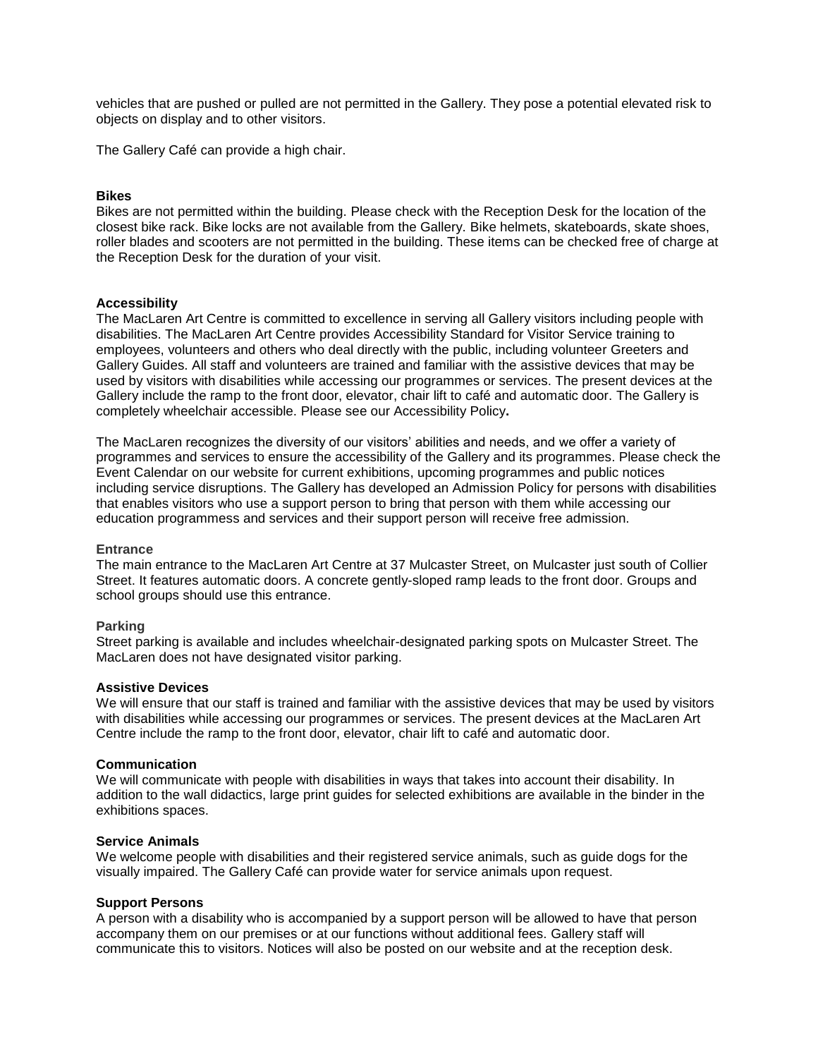vehicles that are pushed or pulled are not permitted in the Gallery. They pose a potential elevated risk to objects on display and to other visitors.

The Gallery Café can provide a high chair.

**Bikes**

Bikes are not permitted within the building. Please check with the Reception Desk for the location of the closest bike rack. Bike locks are not available from the Gallery. Bike helmets, skateboards, skate shoes, roller blades and scooters are not permitted in the building. These items can be checked free of charge at the Reception Desk for the duration of your visit.

**Accessibility**

The MacLaren Art Centre is committed to excellence in serving all Gallery visitors including people with disabilities. The MacLaren Art Centre provides Accessibility Standard for Visitor Service training to employees, volunteers and others who deal directly with the public, including volunteer Greeters and Gallery Guides. All staff and volunteers are trained and familiar with the assistive devices that may be used by visitors with disabilities while accessing our programmes or services. The present devices at the Gallery include the ramp to the front door, elevator, chair lift to café and automatic door. The Gallery is completely wheelchair accessible. Please see our Accessibility Policy**.**

The MacLaren recognizes the diversity of our visitors' abilities and needs, and we offer a variety of programmes and services to ensure the accessibility of the Gallery and its programmes. Please check the Event Calendar on our website for current exhibitions, upcoming programmes and public notices including service disruptions. The Gallery has developed an Admission Policy for persons with disabilities that enables visitors who use a support person to bring that person with them while accessing our education programmess and services and their support person will receive free admission.

**Entrance**

The main entrance to the MacLaren Art Centre at 37 Mulcaster Street, on Mulcaster just south of Collier Street. It features automatic doors. A concrete gently-sloped ramp leads to the front door. Groups and school groups should use this entrance.

**Parking**

Street parking is available and includes wheelchair-designated parking spots on Mulcaster Street. The MacLaren does not have designated visitor parking.

**Assistive Devices**

We will ensure that our staff is trained and familiar with the assistive devices that may be used by visitors with disabilities while accessing our programmes or services. The present devices at the MacLaren Art Centre include the ramp to the front door, elevator, chair lift to café and automatic door.

**Communication**

We will communicate with people with disabilities in ways that takes into account their disability. In addition to the wall didactics, large print guides for selected exhibitions are available in the binder in the exhibitions spaces.

**Service Animals**

We welcome people with disabilities and their registered service animals, such as guide dogs for the visually impaired. The Gallery Café can provide water for service animals upon request.

**Support Persons**

A person with a disability who is accompanied by a support person will be allowed to have that person accompany them on our premises or at our functions without additional fees. Gallery staff will communicate this to visitors. Notices will also be posted on our website and at the reception desk.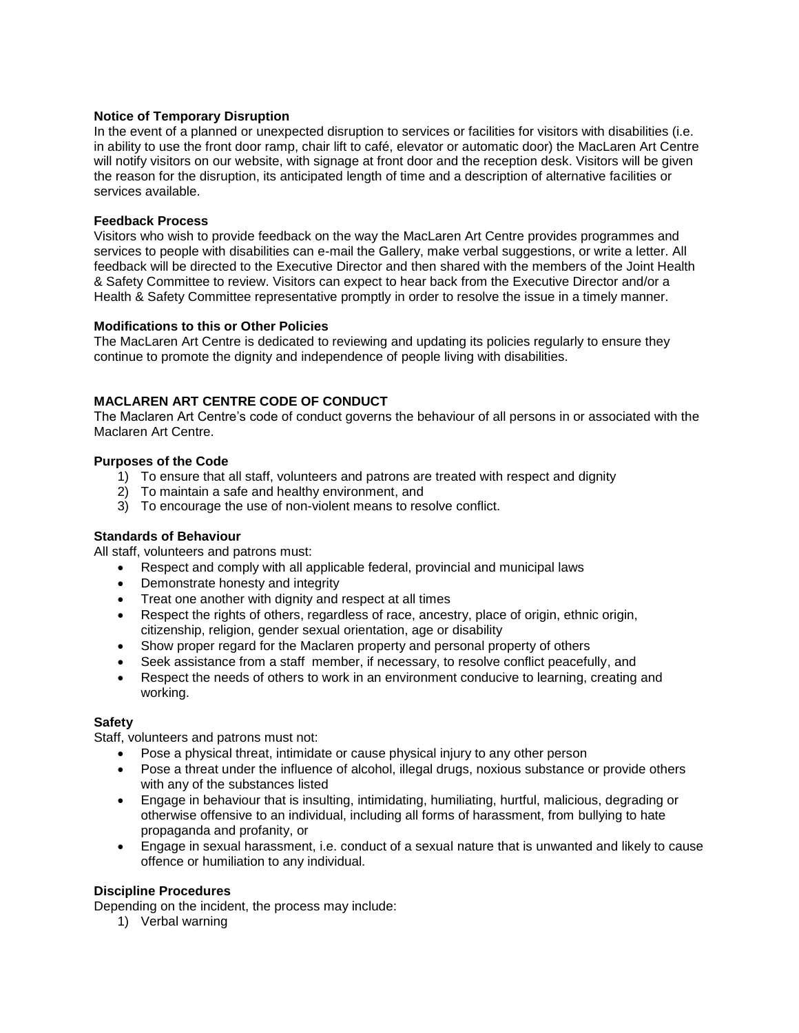**Notice of Temporary Disruption**
In the event of a planned or unexpected disruption to services or facilities for visitors with disabilities (i.e. in ability to use the front door ramp, chair lift to café, elevator or automatic door) the MacLaren Art Centre will notify visitors on our website, with signage at front door and the reception desk. Visitors will be given the reason for the disruption, its anticipated length of time and a description of alternative facilities or services available.

**Feedback Process**
Visitors who wish to provide feedback on the way the MacLaren Art Centre provides programmes and services to people with disabilities can e-mail the Gallery, make verbal suggestions, or write a letter. All feedback will be directed to the Executive Director and then shared with the members of the Joint Health & Safety Committee to review. Visitors can expect to hear back from the Executive Director and/or a Health & Safety Committee representative promptly in order to resolve the issue in a timely manner.

**Modifications to this or Other Policies**
The MacLaren Art Centre is dedicated to reviewing and updating its policies regularly to ensure they continue to promote the dignity and independence of people living with disabilities.

## MACLAREN ART CENTRE CODE OF CONDUCT

The Maclaren Art Centre's code of conduct governs the behaviour of all persons in or associated with the Maclaren Art Centre.

**Purposes of the Code**

1) To ensure that all staff, volunteers and patrons are treated with respect and dignity
2) To maintain a safe and healthy environment, and
3) To encourage the use of non-violent means to resolve conflict.

**Standards of Behaviour**
All staff, volunteers and patrons must:

- Respect and comply with all applicable federal, provincial and municipal laws
- Demonstrate honesty and integrity
- Treat one another with dignity and respect at all times
- Respect the rights of others, regardless of race, ancestry, place of origin, ethnic origin, citizenship, religion, gender sexual orientation, age or disability
- Show proper regard for the Maclaren property and personal property of others
- Seek assistance from a staff member, if necessary, to resolve conflict peacefully, and
- Respect the needs of others to work in an environment conducive to learning, creating and working.

**Safety**
Staff, volunteers and patrons must not:

- Pose a physical threat, intimidate or cause physical injury to any other person
- Pose a threat under the influence of alcohol, illegal drugs, noxious substance or provide others with any of the substances listed
- Engage in behaviour that is insulting, intimidating, humiliating, hurtful, malicious, degrading or otherwise offensive to an individual, including all forms of harassment, from bullying to hate propaganda and profanity, or
- Engage in sexual harassment, i.e. conduct of a sexual nature that is unwanted and likely to cause offence or humiliation to any individual.

**Discipline Procedures**
Depending on the incident, the process may include:

1) Verbal warning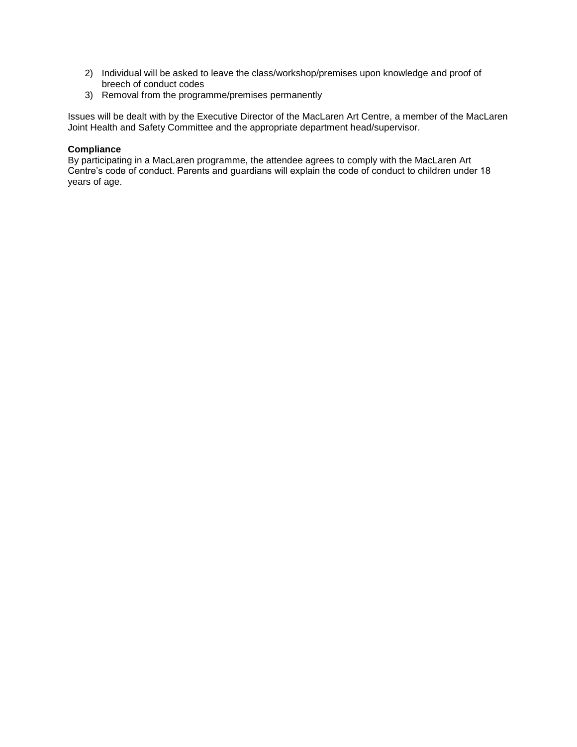2) Individual will be asked to leave the class/workshop/premises upon knowledge and proof of breech of conduct codes
3) Removal from the programme/premises permanently

Issues will be dealt with by the Executive Director of the MacLaren Art Centre, a member of the MacLaren Joint Health and Safety Committee and the appropriate department head/supervisor.

**Compliance**
By participating in a MacLaren programme, the attendee agrees to comply with the MacLaren Art Centre's code of conduct. Parents and guardians will explain the code of conduct to children under 18 years of age.